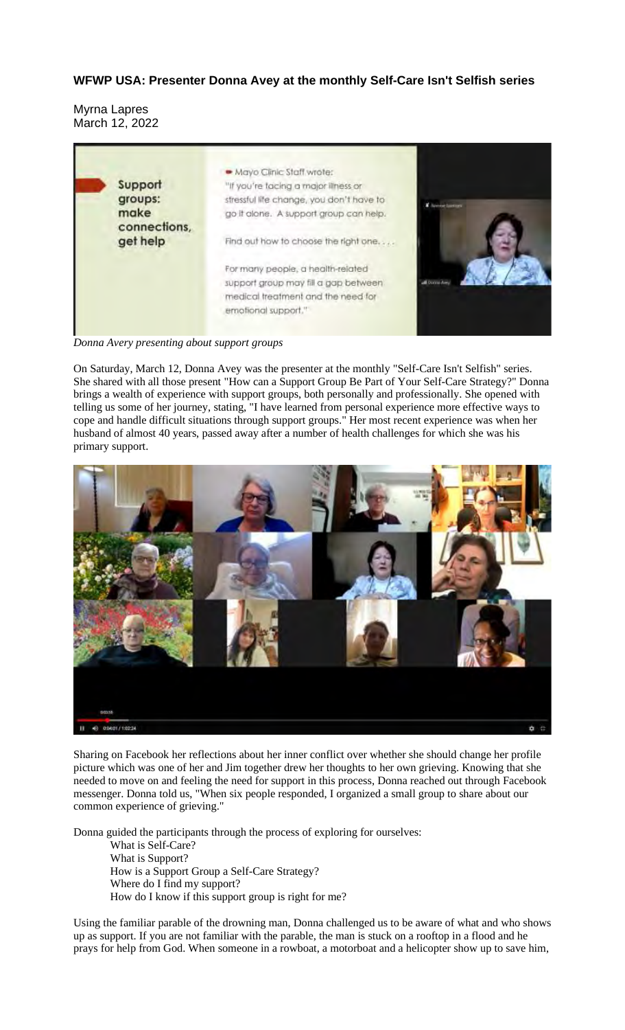**WFWP USA: Presenter Donna Avey at the monthly Self-Care Isn't Selfish series**

Myrna Lapres
March 12, 2022

*Donna Avery presenting about support groups*

On Saturday, March 12, Donna Avey was the presenter at the monthly "Self-Care Isn't Selfish" series. She shared with all those present "How can a Support Group Be Part of Your Self-Care Strategy?" Donna brings a wealth of experience with support groups, both personally and professionally. She opened with telling us some of her journey, stating, "I have learned from personal experience more effective ways to cope and handle difficult situations through support groups." Her most recent experience was when her husband of almost 40 years, passed away after a number of health challenges for which she was his primary support.

Sharing on Facebook her reflections about her inner conflict over whether she should change her profile picture which was one of her and Jim together drew her thoughts to her own grieving. Knowing that she needed to move on and feeling the need for support in this process, Donna reached out through Facebook messenger. Donna told us, "When six people responded, I organized a small group to share about our common experience of grieving."

Donna guided the participants through the process of exploring for ourselves:

- What is Self-Care?
- What is Support?
- How is a Support Group a Self-Care Strategy?
- Where do I find my support?
- How do I know if this support group is right for me?

Using the familiar parable of the drowning man, Donna challenged us to be aware of what and who shows up as support. If you are not familiar with the parable, the man is stuck on a rooftop in a flood and he prays for help from God. When someone in a rowboat, a motorboat and a helicopter show up to save him,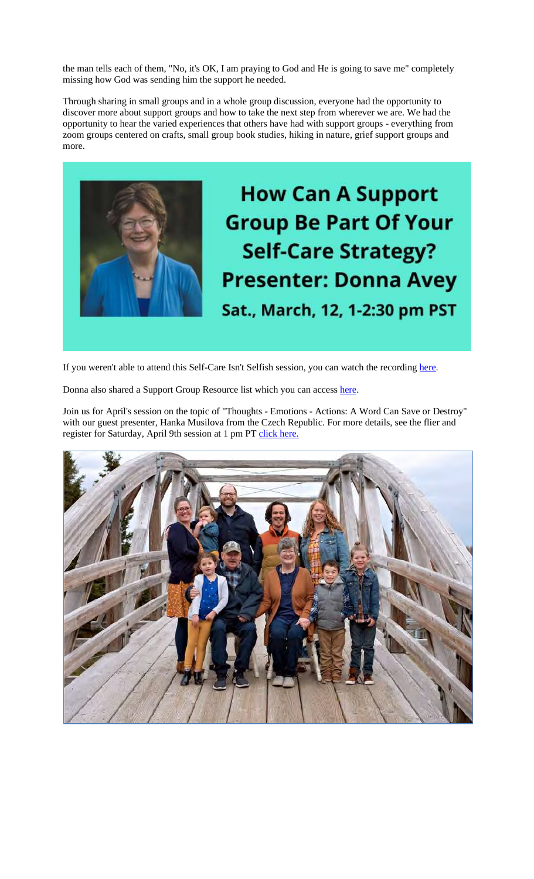the man tells each of them, "No, it's OK, I am praying to God and He is going to save me" completely missing how God was sending him the support he needed.

Through sharing in small groups and in a whole group discussion, everyone had the opportunity to discover more about support groups and how to take the next step from wherever we are. We had the opportunity to hear the varied experiences that others have had with support groups - everything from zoom groups centered on crafts, small group book studies, hiking in nature, grief support groups and more.

**How Can A Support Group Be Part Of Your Self-Care Strategy?**
**Presenter: Donna Avey**
**Sat., March, 12, 1-2:30 pm PST**

If you weren't able to attend this Self-Care Isn't Selfish session, you can watch the recording here.

Donna also shared a Support Group Resource list which you can access here.

Join us for April's session on the topic of "Thoughts - Emotions - Actions: A Word Can Save or Destroy" with our guest presenter, Hanka Musilova from the Czech Republic. For more details, see the flier and register for Saturday, April 9th session at 1 pm PT click here.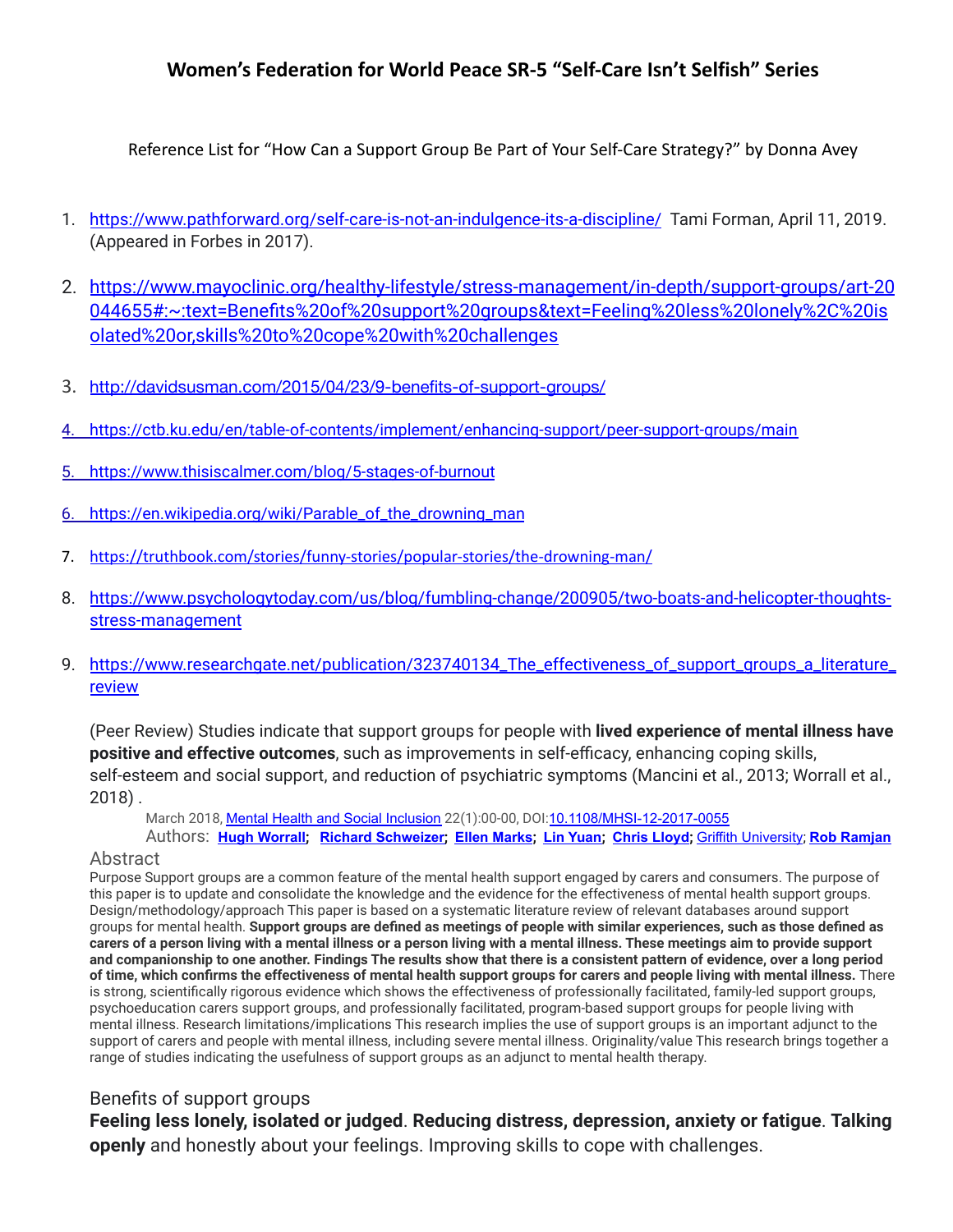# Women's Federation for World Peace SR-5 "Self-Care Isn't Selfish" Series

Reference List for "How Can a Support Group Be Part of Your Self-Care Strategy?" by Donna Avey

1. https://www.pathforward.org/self-care-is-not-an-indulgence-its-a-discipline/ Tami Forman, April 11, 2019. (Appeared in Forbes in 2017).
2. https://www.mayoclinic.org/healthy-lifestyle/stress-management/in-depth/support-groups/art-20044655#:~:text=Benefits%20of%20support%20groups&text=Feeling%20less%20lonely%2C%20isolated%20or,skills%20to%20cope%20with%20challenges
3. http://davidsusman.com/2015/04/23/9-benefits-of-support-groups/
4. https://ctb.ku.edu/en/table-of-contents/implement/enhancing-support/peer-support-groups/main
5. https://www.thisiscalmer.com/blog/5-stages-of-burnout
6. https://en.wikipedia.org/wiki/Parable_of_the_drowning_man
7. https://truthbook.com/stories/funny-stories/popular-stories/the-drowning-man/
8. https://www.psychologytoday.com/us/blog/fumbling-change/200905/two-boats-and-helicopter-thoughts-stress-management
9. https://www.researchgate.net/publication/323740134_The_effectiveness_of_support_groups_a_literature_review

   (Peer Review) Studies indicate that support groups for people with **lived experience of mental illness have positive and effective outcomes**, such as improvements in self-efficacy, enhancing coping skills, self-esteem and social support, and reduction of psychiatric symptoms (Mancini et al., 2013; Worrall et al., 2018) .

   March 2018, Mental Health and Social Inclusion 22(1):00-00, DOI:10.1108/MHSI-12-2017-0055

   Authors: **Hugh Worrall**; **Richard Schweizer**; **Ellen Marks**; **Lin Yuan**; **Chris Lloyd**; Griffith University; **Rob Ramjan**

Abstract

Purpose Support groups are a common feature of the mental health support engaged by carers and consumers. The purpose of this paper is to update and consolidate the knowledge and the evidence for the effectiveness of mental health support groups. Design/methodology/approach This paper is based on a systematic literature review of relevant databases around support groups for mental health. **Support groups are defined as meetings of people with similar experiences, such as those defined as carers of a person living with a mental illness or a person living with a mental illness. These meetings aim to provide support and companionship to one another. Findings The results show that there is a consistent pattern of evidence, over a long period of time, which confirms the effectiveness of mental health support groups for carers and people living with mental illness.** There is strong, scientifically rigorous evidence which shows the effectiveness of professionally facilitated, family-led support groups, psychoeducation carers support groups, and professionally facilitated, program-based support groups for people living with mental illness. Research limitations/implications This research implies the use of support groups is an important adjunct to the support of carers and people with mental illness, including severe mental illness. Originality/value This research brings together a range of studies indicating the usefulness of support groups as an adjunct to mental health therapy.

Benefits of support groups

**Feeling less lonely, isolated or judged**. **Reducing distress, depression, anxiety or fatigue**. **Talking openly** and honestly about your feelings. Improving skills to cope with challenges.